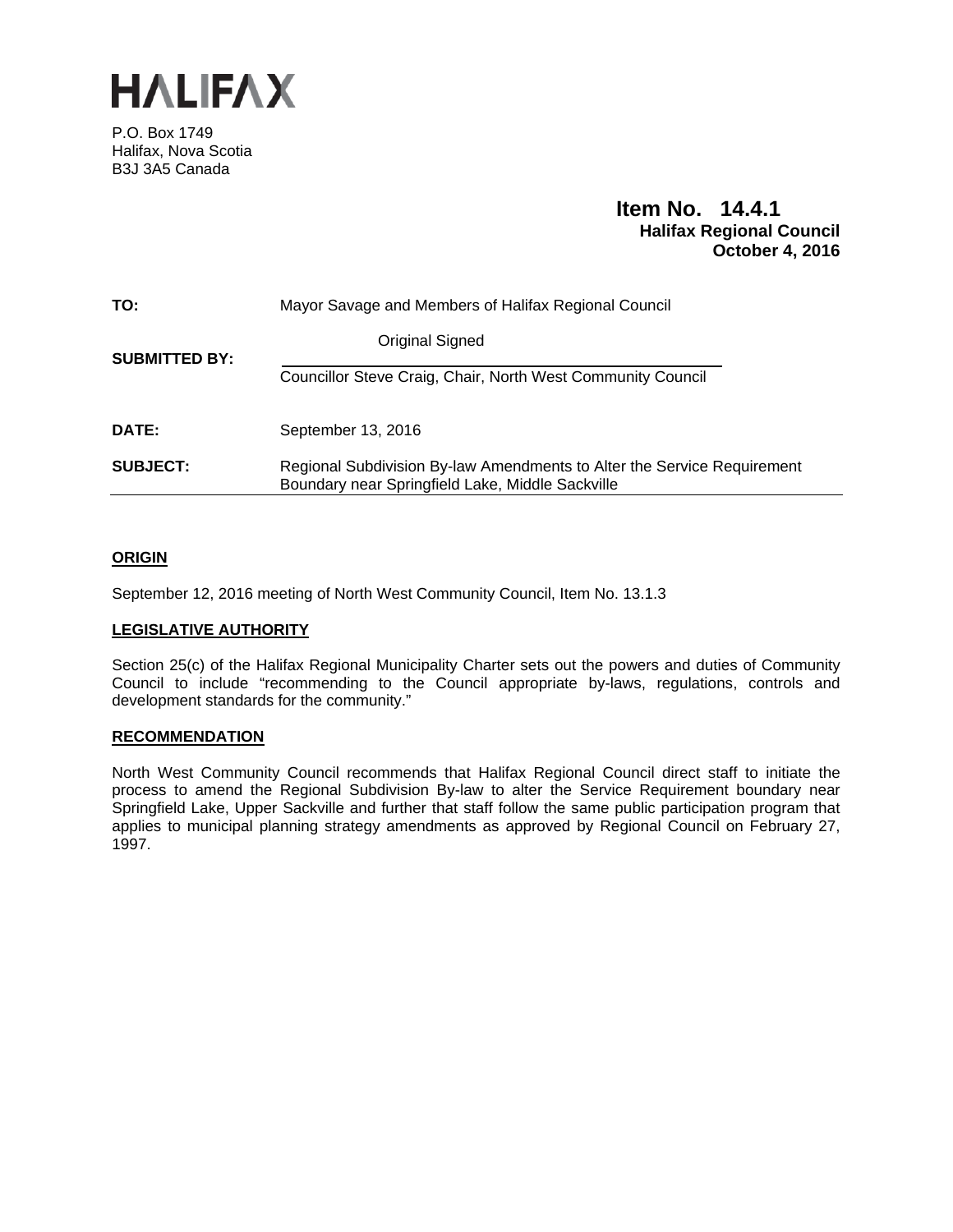# HALIFAX

P.O. Box 1749
Halifax, Nova Scotia
B3J 3A5 Canada

**Item No. 14.4.1**
**Halifax Regional Council**
**October 4, 2016**

| | |
|---|---|
| **TO:** | Mayor Savage and Members of Halifax Regional Council |
| **SUBMITTED BY:** | Original Signed<br>Councillor Steve Craig, Chair, North West Community Council |
| **DATE:** | September 13, 2016 |
| **SUBJECT:** | Regional Subdivision By-law Amendments to Alter the Service Requirement Boundary near Springfield Lake, Middle Sackville |

## ORIGIN

September 12, 2016 meeting of North West Community Council, Item No. 13.1.3

## LEGISLATIVE AUTHORITY

Section 25(c) of the Halifax Regional Municipality Charter sets out the powers and duties of Community Council to include "recommending to the Council appropriate by-laws, regulations, controls and development standards for the community."

## RECOMMENDATION

North West Community Council recommends that Halifax Regional Council direct staff to initiate the process to amend the Regional Subdivision By-law to alter the Service Requirement boundary near Springfield Lake, Upper Sackville and further that staff follow the same public participation program that applies to municipal planning strategy amendments as approved by Regional Council on February 27, 1997.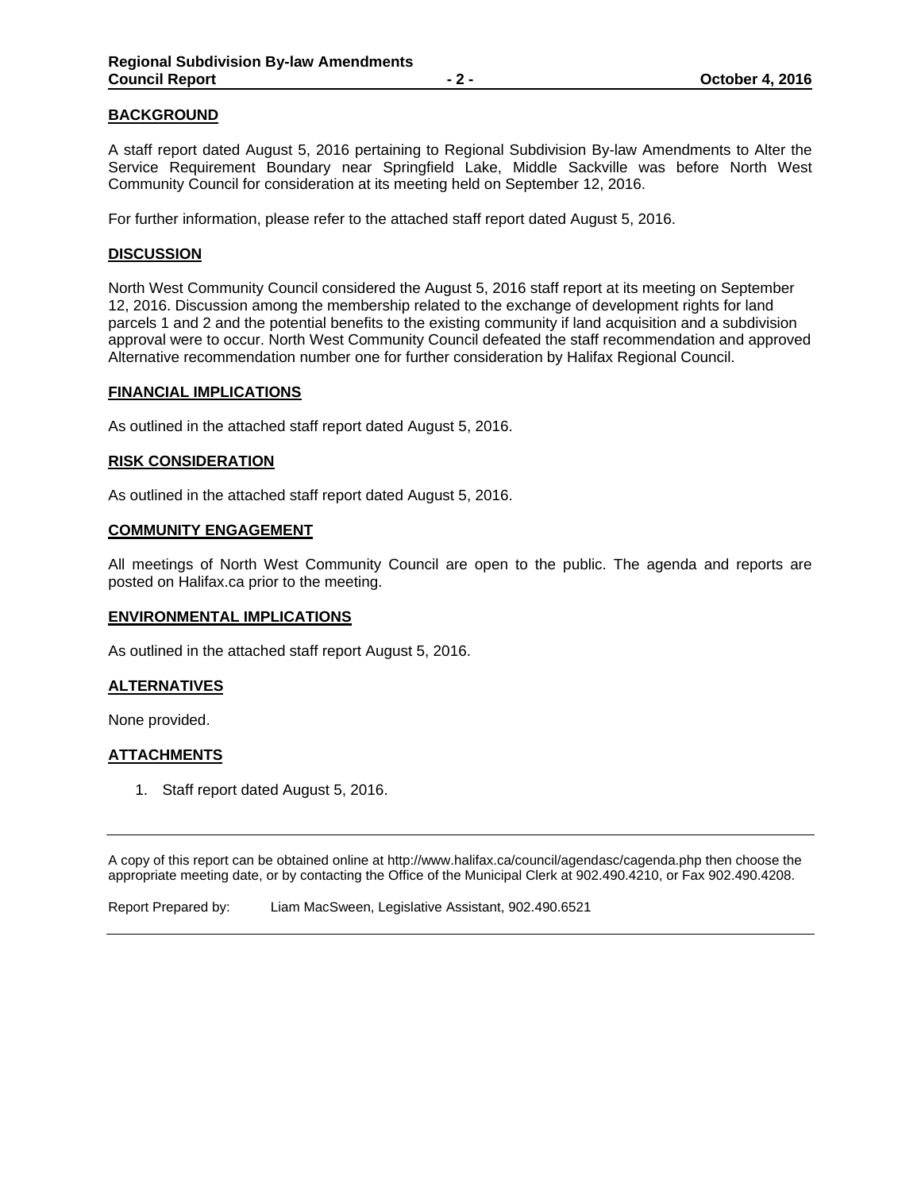## BACKGROUND

A staff report dated August 5, 2016 pertaining to Regional Subdivision By-law Amendments to Alter the Service Requirement Boundary near Springfield Lake, Middle Sackville was before North West Community Council for consideration at its meeting held on September 12, 2016.

For further information, please refer to the attached staff report dated August 5, 2016.

## DISCUSSION

North West Community Council considered the August 5, 2016 staff report at its meeting on September 12, 2016. Discussion among the membership related to the exchange of development rights for land parcels 1 and 2 and the potential benefits to the existing community if land acquisition and a subdivision approval were to occur. North West Community Council defeated the staff recommendation and approved Alternative recommendation number one for further consideration by Halifax Regional Council.

## FINANCIAL IMPLICATIONS

As outlined in the attached staff report dated August 5, 2016.

## RISK CONSIDERATION

As outlined in the attached staff report dated August 5, 2016.

## COMMUNITY ENGAGEMENT

All meetings of North West Community Council are open to the public. The agenda and reports are posted on Halifax.ca prior to the meeting.

## ENVIRONMENTAL IMPLICATIONS

As outlined in the attached staff report August 5, 2016.

## ALTERNATIVES

None provided.

## ATTACHMENTS

1. Staff report dated August 5, 2016.

---

A copy of this report can be obtained online at http://www.halifax.ca/council/agendasc/cagenda.php then choose the appropriate meeting date, or by contacting the Office of the Municipal Clerk at 902.490.4210, or Fax 902.490.4208.

Report Prepared by: Liam MacSween, Legislative Assistant, 902.490.6521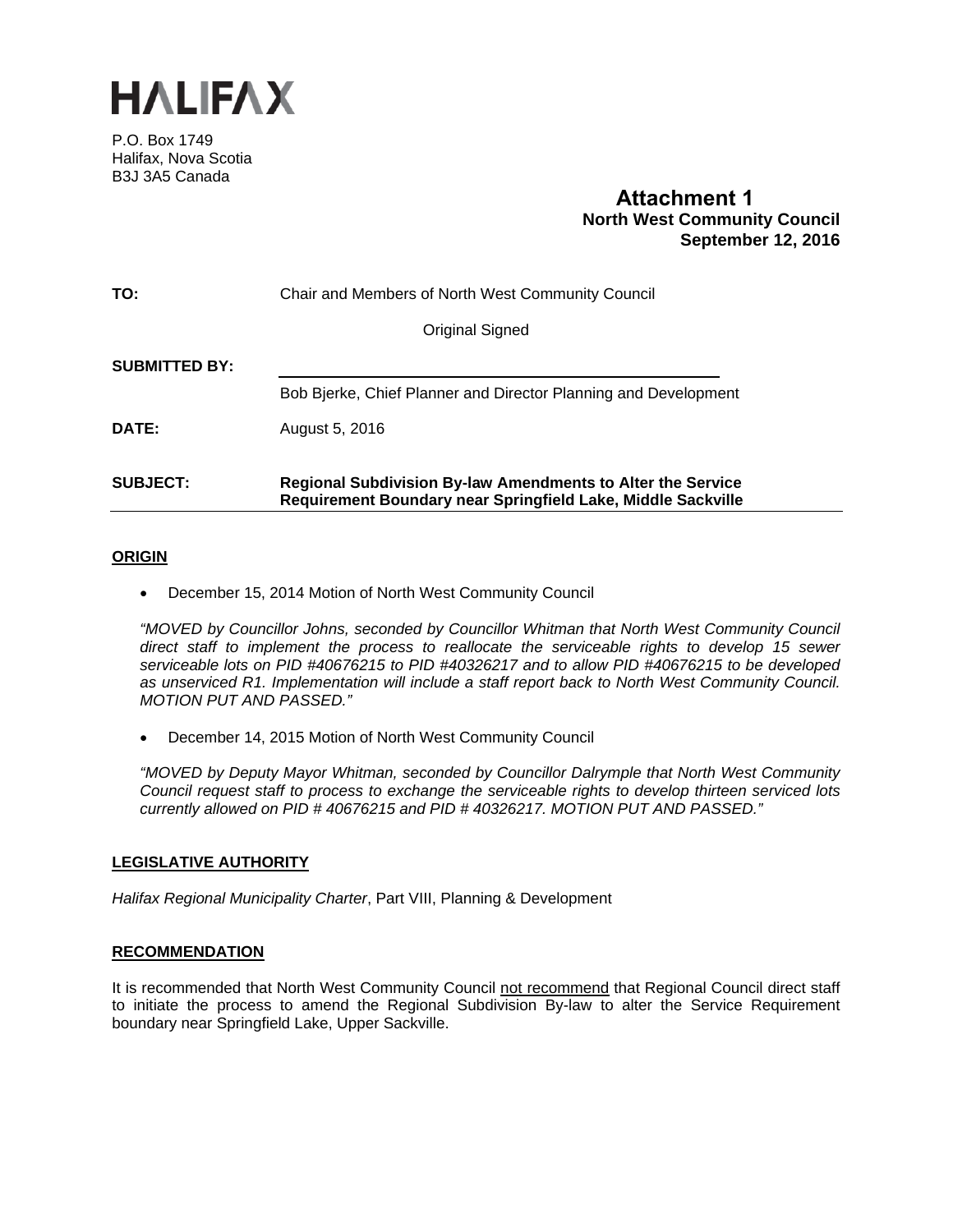# HALIFAX

P.O. Box 1749
Halifax, Nova Scotia
B3J 3A5 Canada

**Attachment 1**
**North West Community Council**
**September 12, 2016**

**TO:** Chair and Members of North West Community Council

Original Signed

**SUBMITTED BY:**

Bob Bjerke, Chief Planner and Director Planning and Development

**DATE:** August 5, 2016

**SUBJECT:** **Regional Subdivision By-law Amendments to Alter the Service Requirement Boundary near Springfield Lake, Middle Sackville**

## ORIGIN

- December 15, 2014 Motion of North West Community Council

*"MOVED by Councillor Johns, seconded by Councillor Whitman that North West Community Council direct staff to implement the process to reallocate the serviceable rights to develop 15 sewer serviceable lots on PID #40676215 to PID #40326217 and to allow PID #40676215 to be developed as unserviced R1. Implementation will include a staff report back to North West Community Council. MOTION PUT AND PASSED."*

- December 14, 2015 Motion of North West Community Council

*"MOVED by Deputy Mayor Whitman, seconded by Councillor Dalrymple that North West Community Council request staff to process to exchange the serviceable rights to develop thirteen serviced lots currently allowed on PID # 40676215 and PID # 40326217. MOTION PUT AND PASSED."*

## LEGISLATIVE AUTHORITY

*Halifax Regional Municipality Charter*, Part VIII, Planning & Development

## RECOMMENDATION

It is recommended that North West Community Council not recommend that Regional Council direct staff to initiate the process to amend the Regional Subdivision By-law to alter the Service Requirement boundary near Springfield Lake, Upper Sackville.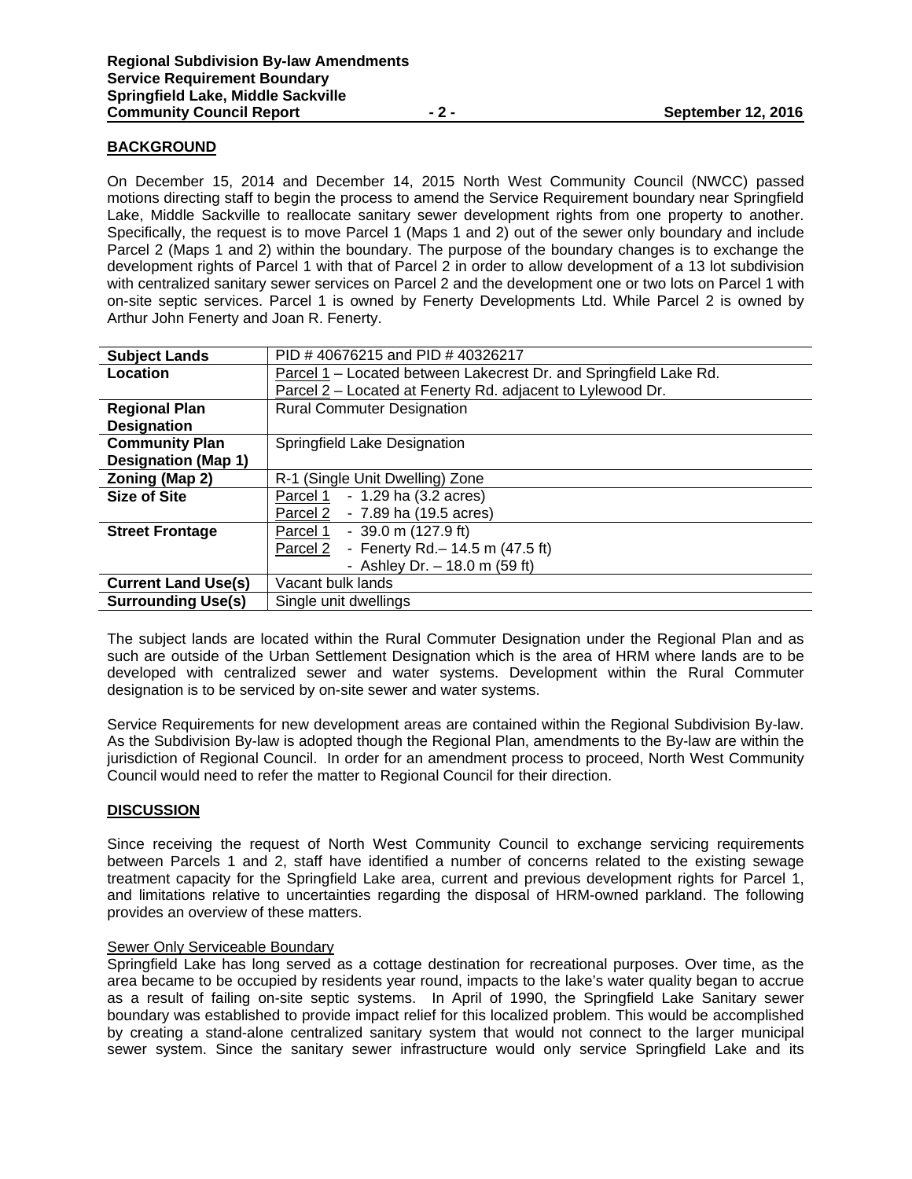## BACKGROUND

On December 15, 2014 and December 14, 2015 North West Community Council (NWCC) passed motions directing staff to begin the process to amend the Service Requirement boundary near Springfield Lake, Middle Sackville to reallocate sanitary sewer development rights from one property to another. Specifically, the request is to move Parcel 1 (Maps 1 and 2) out of the sewer only boundary and include Parcel 2 (Maps 1 and 2) within the boundary. The purpose of the boundary changes is to exchange the development rights of Parcel 1 with that of Parcel 2 in order to allow development of a 13 lot subdivision with centralized sanitary sewer services on Parcel 2 and the development one or two lots on Parcel 1 with on-site septic services. Parcel 1 is owned by Fenerty Developments Ltd. While Parcel 2 is owned by Arthur John Fenerty and Joan R. Fenerty.

| | |
|---|---|
| **Subject Lands** | PID # 40676215 and PID # 40326217 |
| **Location** | Parcel 1 – Located between Lakecrest Dr. and Springfield Lake Rd.<br>Parcel 2 – Located at Fenerty Rd. adjacent to Lylewood Dr. |
| **Regional Plan Designation** | Rural Commuter Designation |
| **Community Plan Designation (Map 1)** | Springfield Lake Designation |
| **Zoning (Map 2)** | R-1 (Single Unit Dwelling) Zone |
| **Size of Site** | Parcel 1 - 1.29 ha (3.2 acres)<br>Parcel 2 - 7.89 ha (19.5 acres) |
| **Street Frontage** | Parcel 1 - 39.0 m (127.9 ft)<br>Parcel 2 - Fenerty Rd.– 14.5 m (47.5 ft)<br>- Ashley Dr. – 18.0 m (59 ft) |
| **Current Land Use(s)** | Vacant bulk lands |
| **Surrounding Use(s)** | Single unit dwellings |

The subject lands are located within the Rural Commuter Designation under the Regional Plan and as such are outside of the Urban Settlement Designation which is the area of HRM where lands are to be developed with centralized sewer and water systems. Development within the Rural Commuter designation is to be serviced by on-site sewer and water systems.

Service Requirements for new development areas are contained within the Regional Subdivision By-law. As the Subdivision By-law is adopted though the Regional Plan, amendments to the By-law are within the jurisdiction of Regional Council. In order for an amendment process to proceed, North West Community Council would need to refer the matter to Regional Council for their direction.

## DISCUSSION

Since receiving the request of North West Community Council to exchange servicing requirements between Parcels 1 and 2, staff have identified a number of concerns related to the existing sewage treatment capacity for the Springfield Lake area, current and previous development rights for Parcel 1, and limitations relative to uncertainties regarding the disposal of HRM-owned parkland. The following provides an overview of these matters.

### Sewer Only Serviceable Boundary

Springfield Lake has long served as a cottage destination for recreational purposes. Over time, as the area became to be occupied by residents year round, impacts to the lake's water quality began to accrue as a result of failing on-site septic systems. In April of 1990, the Springfield Lake Sanitary sewer boundary was established to provide impact relief for this localized problem. This would be accomplished by creating a stand-alone centralized sanitary system that would not connect to the larger municipal sewer system. Since the sanitary sewer infrastructure would only service Springfield Lake and its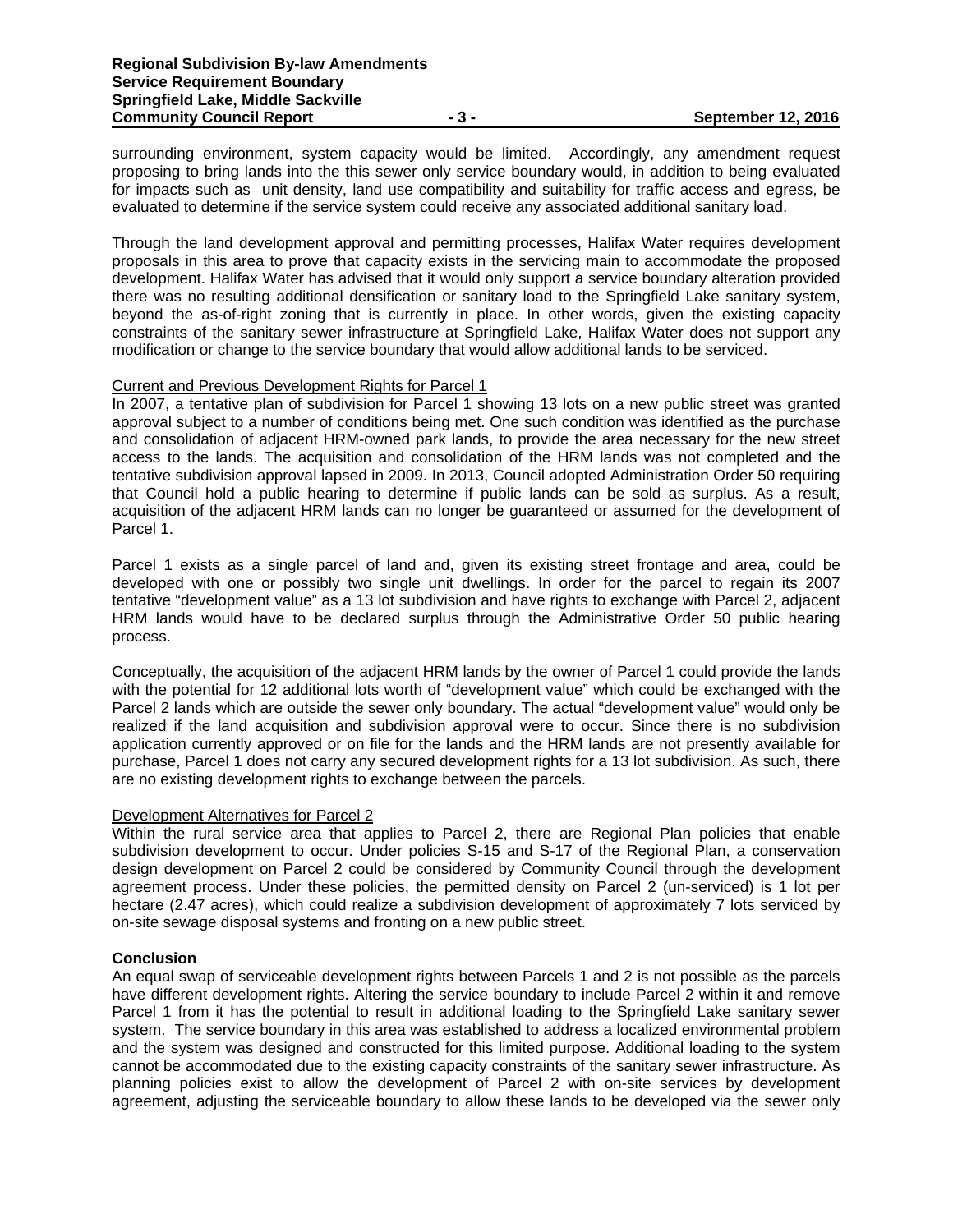surrounding environment, system capacity would be limited. Accordingly, any amendment request proposing to bring lands into the this sewer only service boundary would, in addition to being evaluated for impacts such as unit density, land use compatibility and suitability for traffic access and egress, be evaluated to determine if the service system could receive any associated additional sanitary load.

Through the land development approval and permitting processes, Halifax Water requires development proposals in this area to prove that capacity exists in the servicing main to accommodate the proposed development. Halifax Water has advised that it would only support a service boundary alteration provided there was no resulting additional densification or sanitary load to the Springfield Lake sanitary system, beyond the as-of-right zoning that is currently in place. In other words, given the existing capacity constraints of the sanitary sewer infrastructure at Springfield Lake, Halifax Water does not support any modification or change to the service boundary that would allow additional lands to be serviced.

Current and Previous Development Rights for Parcel 1

In 2007, a tentative plan of subdivision for Parcel 1 showing 13 lots on a new public street was granted approval subject to a number of conditions being met. One such condition was identified as the purchase and consolidation of adjacent HRM-owned park lands, to provide the area necessary for the new street access to the lands. The acquisition and consolidation of the HRM lands was not completed and the tentative subdivision approval lapsed in 2009. In 2013, Council adopted Administration Order 50 requiring that Council hold a public hearing to determine if public lands can be sold as surplus. As a result, acquisition of the adjacent HRM lands can no longer be guaranteed or assumed for the development of Parcel 1.

Parcel 1 exists as a single parcel of land and, given its existing street frontage and area, could be developed with one or possibly two single unit dwellings. In order for the parcel to regain its 2007 tentative "development value" as a 13 lot subdivision and have rights to exchange with Parcel 2, adjacent HRM lands would have to be declared surplus through the Administrative Order 50 public hearing process.

Conceptually, the acquisition of the adjacent HRM lands by the owner of Parcel 1 could provide the lands with the potential for 12 additional lots worth of "development value" which could be exchanged with the Parcel 2 lands which are outside the sewer only boundary. The actual "development value" would only be realized if the land acquisition and subdivision approval were to occur. Since there is no subdivision application currently approved or on file for the lands and the HRM lands are not presently available for purchase, Parcel 1 does not carry any secured development rights for a 13 lot subdivision. As such, there are no existing development rights to exchange between the parcels.

Development Alternatives for Parcel 2

Within the rural service area that applies to Parcel 2, there are Regional Plan policies that enable subdivision development to occur. Under policies S-15 and S-17 of the Regional Plan, a conservation design development on Parcel 2 could be considered by Community Council through the development agreement process. Under these policies, the permitted density on Parcel 2 (un-serviced) is 1 lot per hectare (2.47 acres), which could realize a subdivision development of approximately 7 lots serviced by on-site sewage disposal systems and fronting on a new public street.

**Conclusion**

An equal swap of serviceable development rights between Parcels 1 and 2 is not possible as the parcels have different development rights. Altering the service boundary to include Parcel 2 within it and remove Parcel 1 from it has the potential to result in additional loading to the Springfield Lake sanitary sewer system. The service boundary in this area was established to address a localized environmental problem and the system was designed and constructed for this limited purpose. Additional loading to the system cannot be accommodated due to the existing capacity constraints of the sanitary sewer infrastructure. As planning policies exist to allow the development of Parcel 2 with on-site services by development agreement, adjusting the serviceable boundary to allow these lands to be developed via the sewer only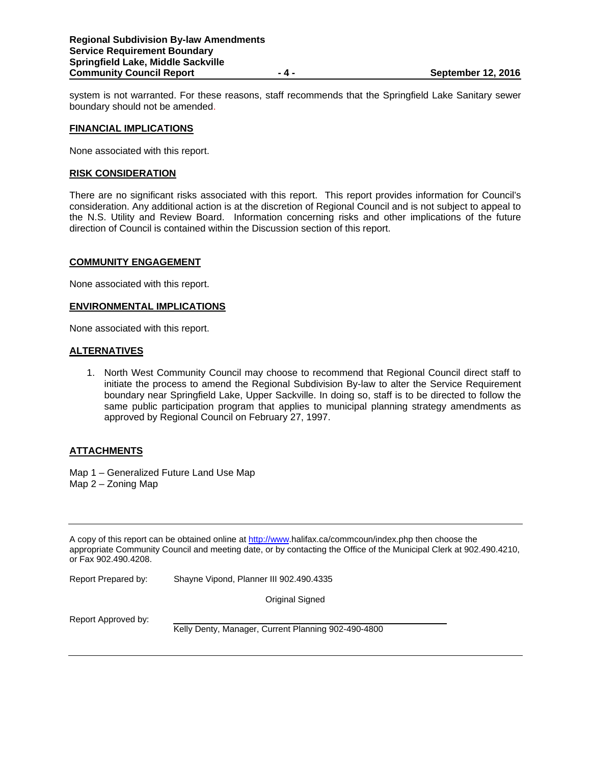system is not warranted. For these reasons, staff recommends that the Springfield Lake Sanitary sewer boundary should not be amended.

## FINANCIAL IMPLICATIONS

None associated with this report.

## RISK CONSIDERATION

There are no significant risks associated with this report. This report provides information for Council's consideration. Any additional action is at the discretion of Regional Council and is not subject to appeal to the N.S. Utility and Review Board. Information concerning risks and other implications of the future direction of Council is contained within the Discussion section of this report.

## COMMUNITY ENGAGEMENT

None associated with this report.

## ENVIRONMENTAL IMPLICATIONS

None associated with this report.

## ALTERNATIVES

1. North West Community Council may choose to recommend that Regional Council direct staff to initiate the process to amend the Regional Subdivision By-law to alter the Service Requirement boundary near Springfield Lake, Upper Sackville. In doing so, staff is to be directed to follow the same public participation program that applies to municipal planning strategy amendments as approved by Regional Council on February 27, 1997.

## ATTACHMENTS

Map 1 – Generalized Future Land Use Map
Map 2 – Zoning Map

---

A copy of this report can be obtained online at http://www.halifax.ca/commcoun/index.php then choose the appropriate Community Council and meeting date, or by contacting the Office of the Municipal Clerk at 902.490.4210, or Fax 902.490.4208.

Report Prepared by: Shayne Vipond, Planner III 902.490.4335

Original Signed

Report Approved by: Kelly Denty, Manager, Current Planning 902-490-4800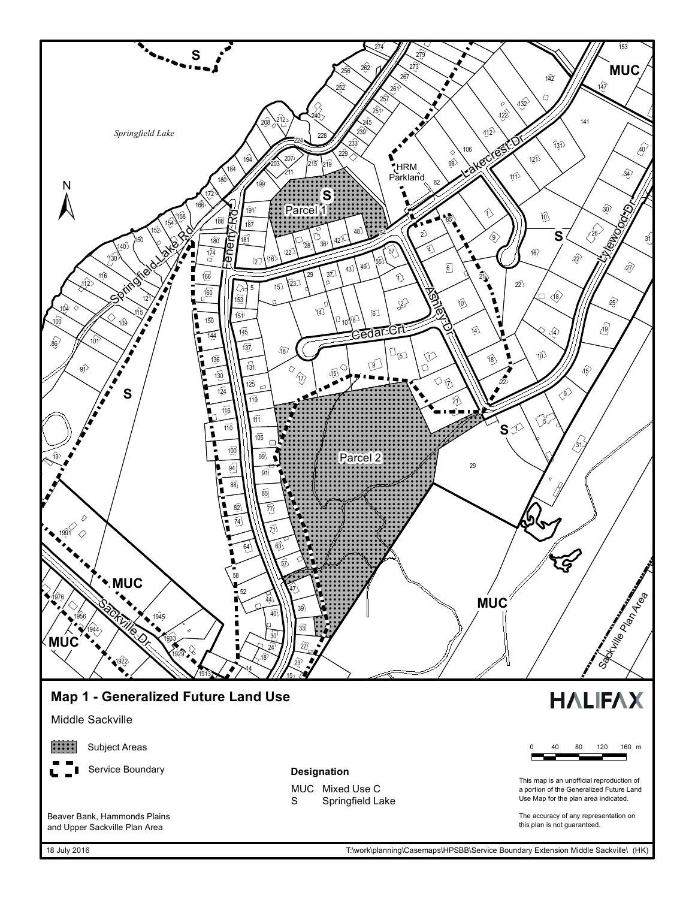# Map 1 - Generalized Future Land Use

Middle Sackville

Subject Areas

Service Boundary

**Designation**

MUC Mixed Use C

S Springfield Lake

Beaver Bank, Hammonds Plains and Upper Sackville Plan Area

This map is an unofficial reproduction of a portion of the Generalized Future Land Use Map for the plan area indicated.

The accuracy of any representation on this plan is not guaranteed.

0 40 80 120 160 m

HALIFAX

18 July 2016

T:\work\planning\Casemaps\HPSBB\Service Boundary Extension Middle Sackville\ (HK)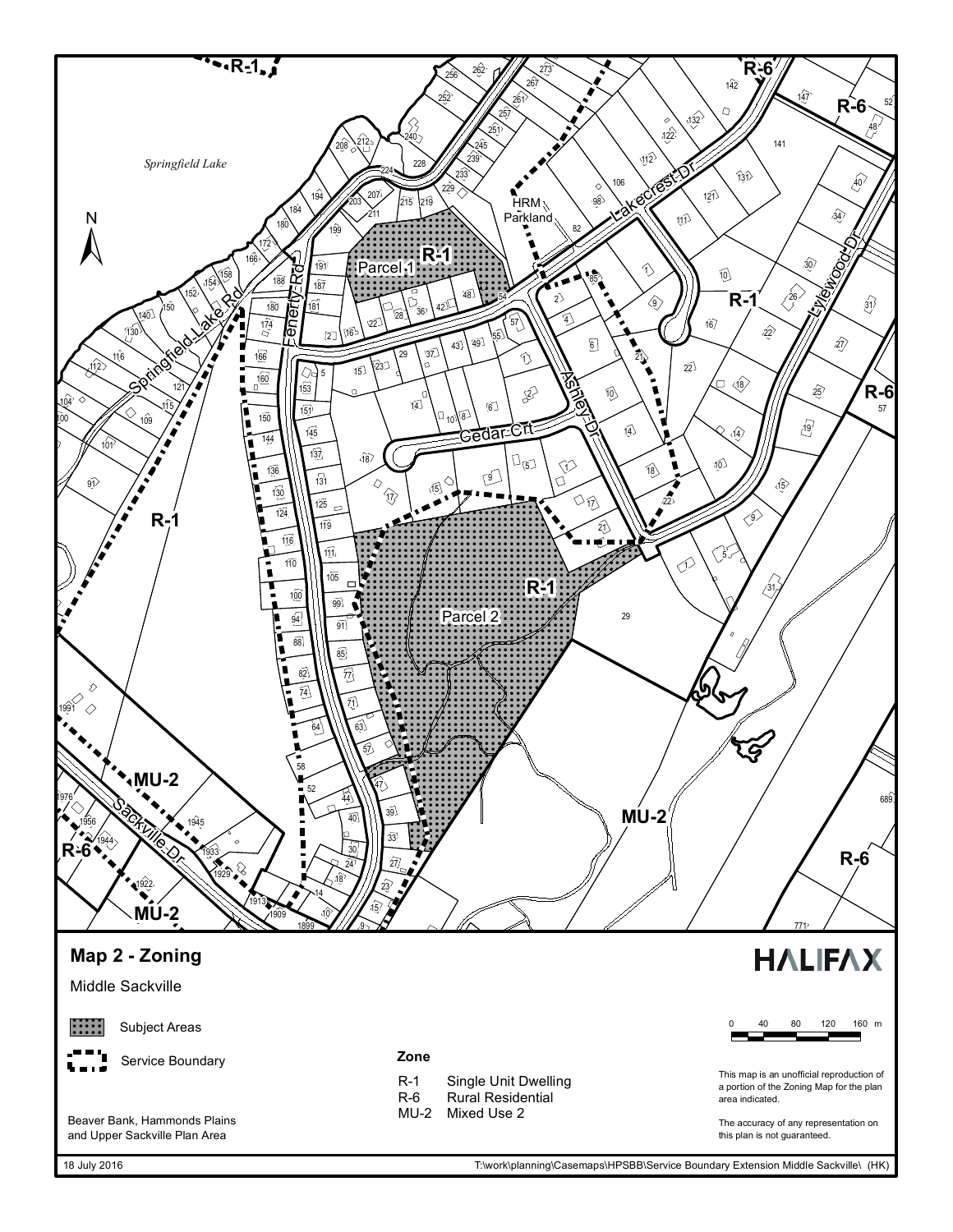R-1

R-6

R-6

Springfield Lake

HRM Parkland

Parcel 1

R-1

R-1

R-6

R-1

Parcel 2

R-1

MU-2

MU-2

R-6

MU-2

R-6

Springfield Lake Rd

Fenerty Rd

Lakecrest Dr

Lylewood Dr

Ashley Dr

Cedar Crt

Sackville Dr

N

# Map 2 - Zoning

Middle Sackville

Subject Areas

Service Boundary

**Zone**

R-1 Single Unit Dwelling
R-6 Rural Residential
MU-2 Mixed Use 2

HALIFAX

0 40 80 120 160 m

This map is an unofficial reproduction of a portion of the Zoning Map for the plan area indicated.

The accuracy of any representation on this plan is not guaranteed.

Beaver Bank, Hammonds Plains and Upper Sackville Plan Area

18 July 2016

T:\work\planning\Casemaps\HPSBB\Service Boundary Extension Middle Sackville\ (HK)